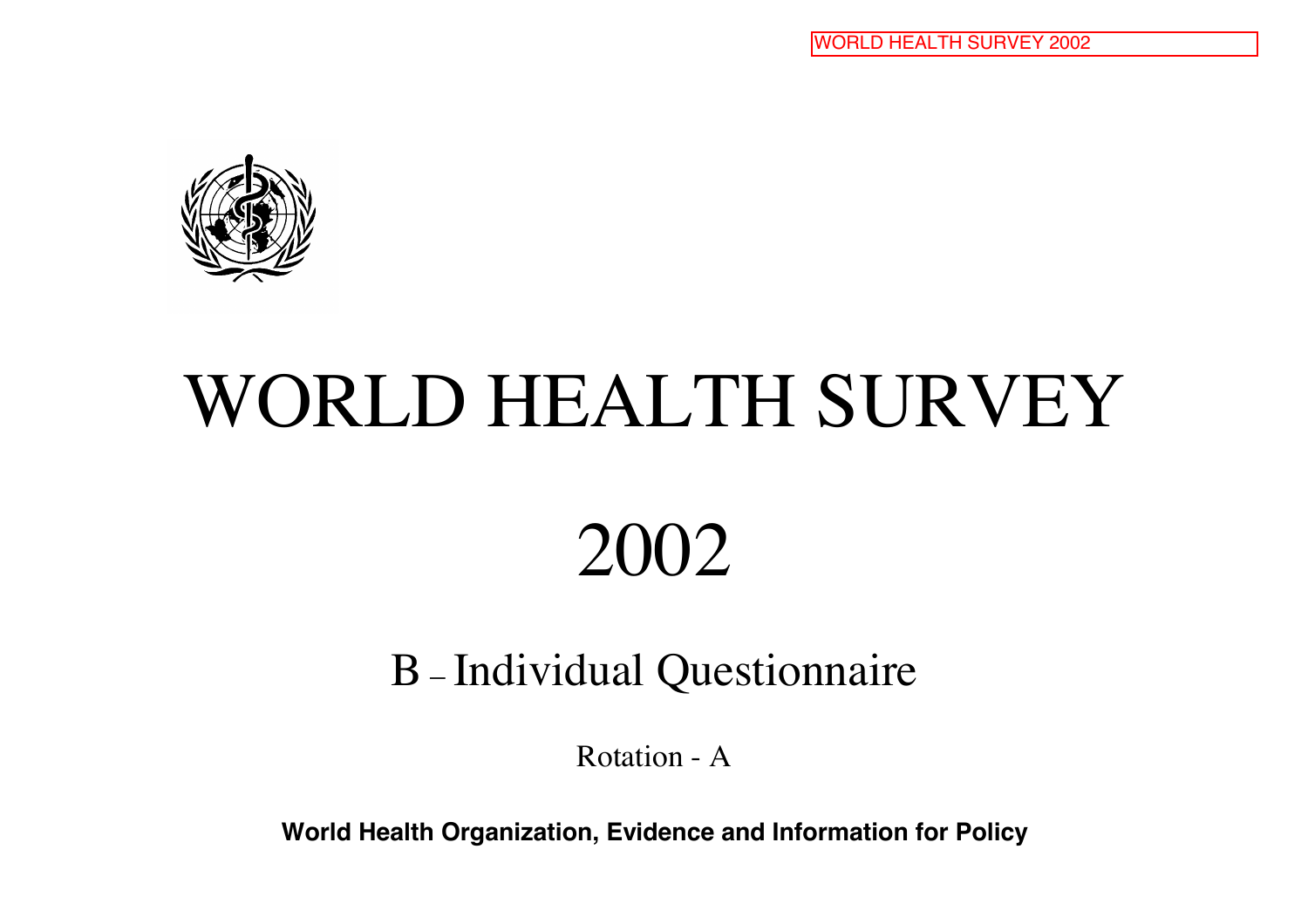# WORLD HEALTH SURVEY

# 2002

## B – Individual Questionnaire

Rotation - A

**World Health Organization, Evidence and Information for Policy**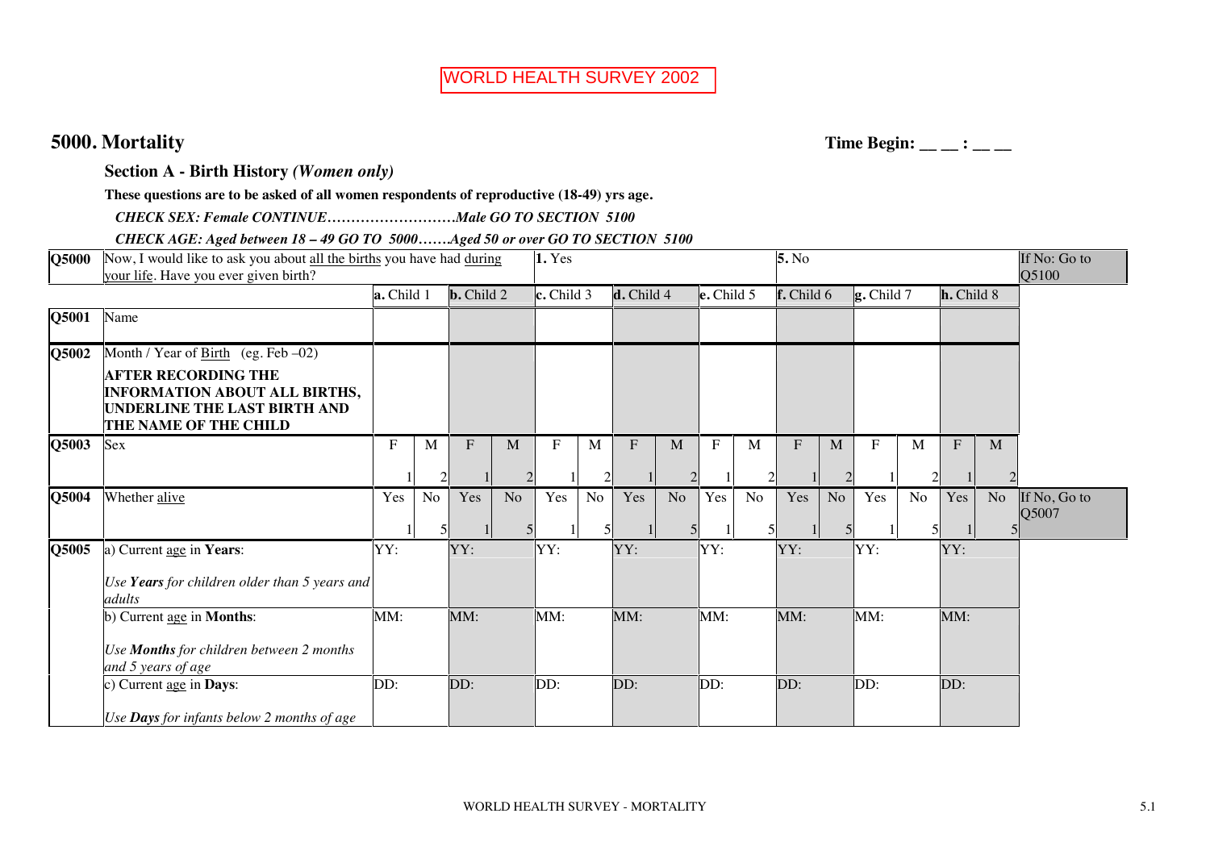WORLD HEALTH SURVEY 2002

# 5000. Mortality

**Time Begin: __ __ : __ __**

## Section A - Birth History *(Women only)*

**These questions are to be asked of all women respondents of reproductive (18-49) yrs age.**

***CHECK SEX: Female CONTINUE………………………Male GO TO SECTION 5100***

***CHECK AGE: Aged between 18 – 49 GO TO 5000…….Aged 50 or over GO TO SECTION 5100***

| | | | | | | | | | | | | | | | | | | |
|---|---|---|---|---|---|---|---|---|---|---|---|---|---|---|---|---|---|---|
| **Q5000** | Now, I would like to ask you about all the births you have had during your life. Have you ever given birth? | **1.** Yes | | | | | | | | **5.** No | | | | | | | | If No: Go to Q5100 |
| | | **a.** Child 1 | | **b.** Child 2 | | **c.** Child 3 | | **d.** Child 4 | | **e.** Child 5 | | **f.** Child 6 | | **g.** Child 7 | | **h.** Child 8 | | |
| **Q5001** | Name | | | | | | | | | | | | | | | | | |
| **Q5002** | Month / Year of Birth (eg. Feb –02) **AFTER RECORDING THE INFORMATION ABOUT ALL BIRTHS, UNDERLINE THE LAST BIRTH AND THE NAME OF THE CHILD** | | | | | | | | | | | | | | | | | |
| **Q5003** | Sex | F 1 | M 2 | F 1 | M 2 | F 1 | M 2 | F 1 | M 2 | F 1 | M 2 | F 1 | M 2 | F 1 | M 2 | F 1 | M 2 | |
| **Q5004** | Whether alive | Yes 1 | No 5 | Yes 1 | No 5 | Yes 1 | No 5 | Yes 1 | No 5 | Yes 1 | No 5 | Yes 1 | No 5 | Yes 1 | No 5 | Yes 1 | No 5 | If No, Go to Q5007 |
| **Q5005** | a) Current age in **Years**: *Use **Years** for children older than 5 years and adults* | YY: | | YY: | | YY: | | YY: | | YY: | | YY: | | YY: | | YY: | | |
| | b) Current age in **Months**: *Use **Months** for children between 2 months and 5 years of age* | MM: | | MM: | | MM: | | MM: | | MM: | | MM: | | MM: | | MM: | | |
| | c) Current age in **Days**: *Use **Days** for infants below 2 months of age* | DD: | | DD: | | DD: | | DD: | | DD: | | DD: | | DD: | | DD: | | |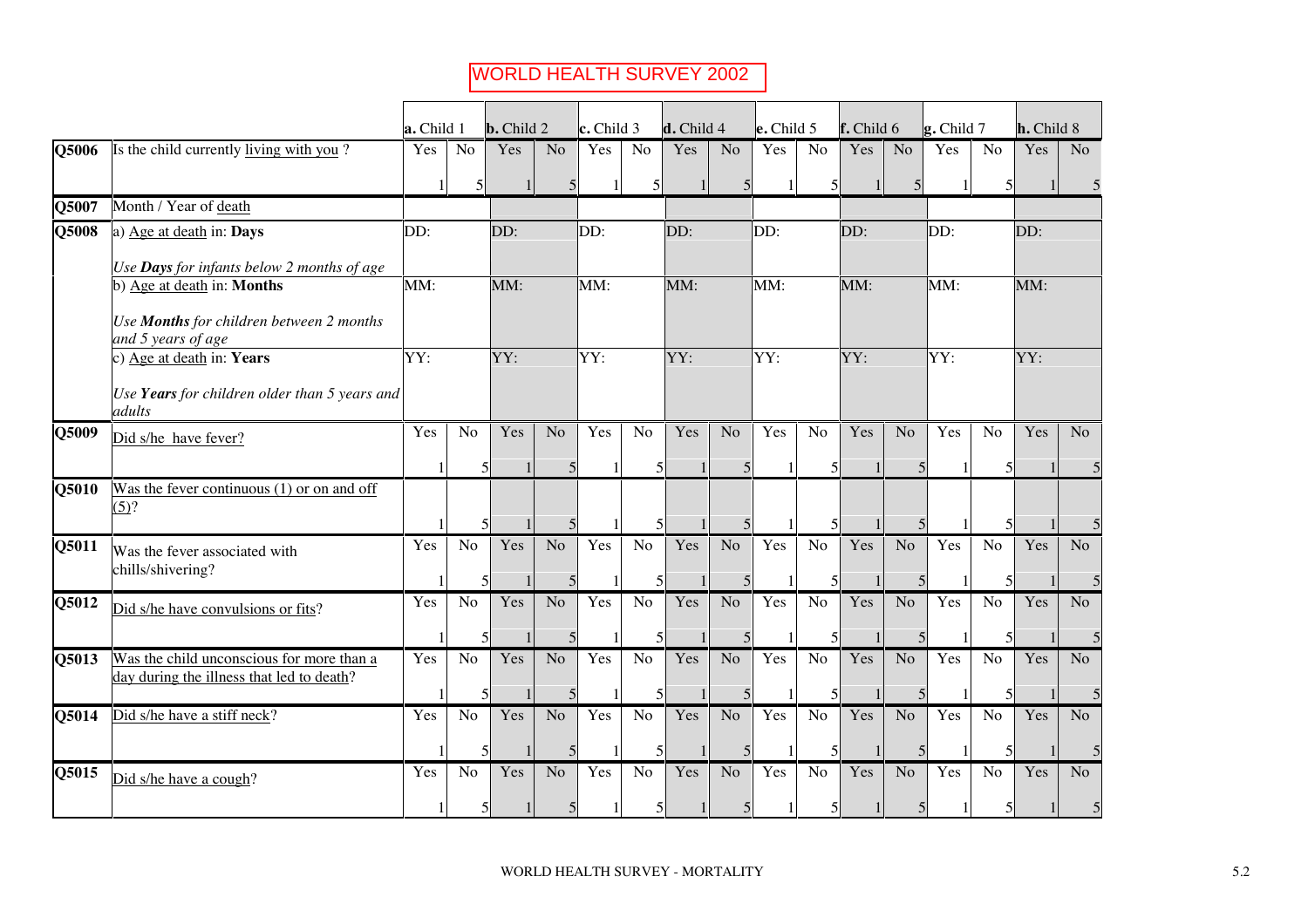# WORLD HEALTH SURVEY 2002

| | | a. Child 1 | | b. Child 2 | | c. Child 3 | | d. Child 4 | | e. Child 5 | | f. Child 6 | | g. Child 7 | | h. Child 8 | |
|---|---|---|---|---|---|---|---|---|---|---|---|---|---|---|---|---|---|
| **Q5006** | Is the child currently living with you ? | Yes | No | Yes | No | Yes | No | Yes | No | Yes | No | Yes | No | Yes | No | Yes | No |
| | | 1 | 5 | 1 | 5 | 1 | 5 | 1 | 5 | 1 | 5 | 1 | 5 | 1 | 5 | 1 | 5 |
| **Q5007** | Month / Year of death | | | | | | | | | | | | | | | | |
| **Q5008** | a) Age at death in: **Days**<br>*Use **Days** for infants below 2 months of age* | DD: | | DD: | | DD: | | DD: | | DD: | | DD: | | DD: | | DD: | |
| | b) Age at death in: **Months**<br>*Use **Months** for children between 2 months and 5 years of age* | MM: | | MM: | | MM: | | MM: | | MM: | | MM: | | MM: | | MM: | |
| | c) Age at death in: **Years**<br>*Use **Years** for children older than 5 years and adults* | YY: | | YY: | | YY: | | YY: | | YY: | | YY: | | YY: | | YY: | |
| **Q5009** | Did s/he have fever? | Yes | No | Yes | No | Yes | No | Yes | No | Yes | No | Yes | No | Yes | No | Yes | No |
| | | 1 | 5 | 1 | 5 | 1 | 5 | 1 | 5 | 1 | 5 | 1 | 5 | 1 | 5 | 1 | 5 |
| **Q5010** | Was the fever continuous (1) or on and off (5)? | 1 | 5 | 1 | 5 | 1 | 5 | 1 | 5 | 1 | 5 | 1 | 5 | 1 | 5 | 1 | 5 |
| **Q5011** | Was the fever associated with chills/shivering? | Yes | No | Yes | No | Yes | No | Yes | No | Yes | No | Yes | No | Yes | No | Yes | No |
| | | 1 | 5 | 1 | 5 | 1 | 5 | 1 | 5 | 1 | 5 | 1 | 5 | 1 | 5 | 1 | 5 |
| **Q5012** | Did s/he have convulsions or fits? | Yes | No | Yes | No | Yes | No | Yes | No | Yes | No | Yes | No | Yes | No | Yes | No |
| | | 1 | 5 | 1 | 5 | 1 | 5 | 1 | 5 | 1 | 5 | 1 | 5 | 1 | 5 | 1 | 5 |
| **Q5013** | Was the child unconscious for more than a day during the illness that led to death? | Yes | No | Yes | No | Yes | No | Yes | No | Yes | No | Yes | No | Yes | No | Yes | No |
| | | 1 | 5 | 1 | 5 | 1 | 5 | 1 | 5 | 1 | 5 | 1 | 5 | 1 | 5 | 1 | 5 |
| **Q5014** | Did s/he have a stiff neck? | Yes | No | Yes | No | Yes | No | Yes | No | Yes | No | Yes | No | Yes | No | Yes | No |
| | | 1 | 5 | 1 | 5 | 1 | 5 | 1 | 5 | 1 | 5 | 1 | 5 | 1 | 5 | 1 | 5 |
| **Q5015** | Did s/he have a cough? | Yes | No | Yes | No | Yes | No | Yes | No | Yes | No | Yes | No | Yes | No | Yes | No |
| | | 1 | 5 | 1 | 5 | 1 | 5 | 1 | 5 | 1 | 5 | 1 | 5 | 1 | 5 | 1 | 5 |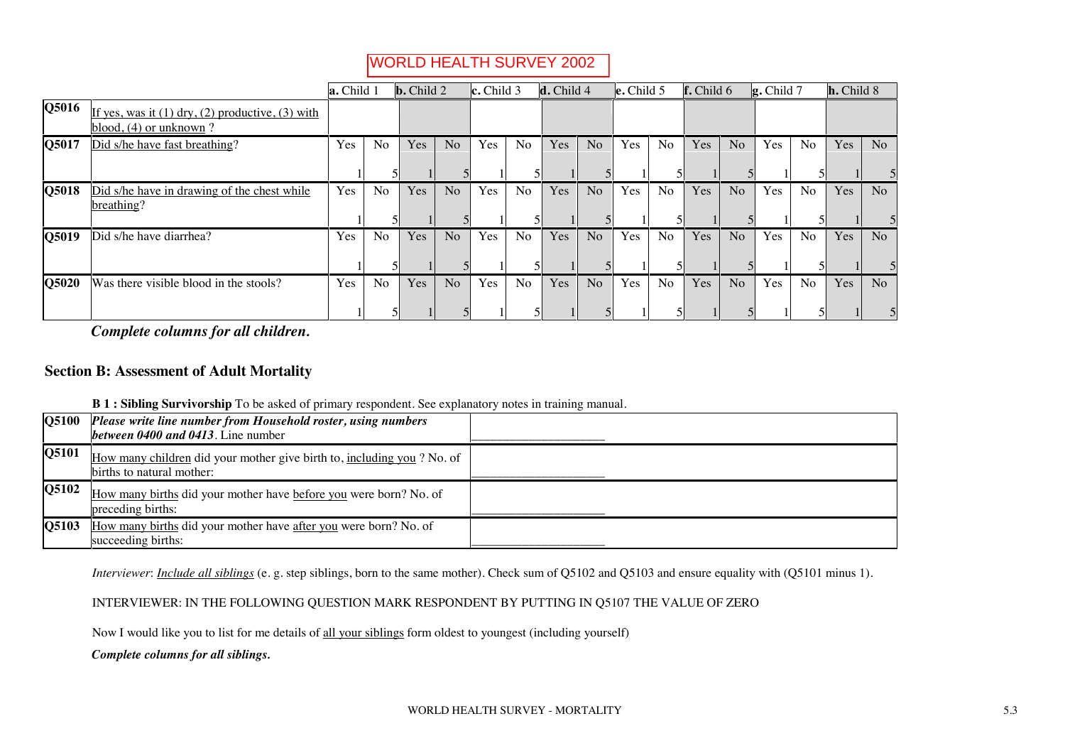WORLD HEALTH SURVEY 2002

| | | a. Child 1 | | b. Child 2 | | c. Child 3 | | d. Child 4 | | e. Child 5 | | f. Child 6 | | g. Child 7 | | h. Child 8 | |
|---|---|---|---|---|---|---|---|---|---|---|---|---|---|---|---|---|---|
| **Q5016** | If yes, was it (1) dry, (2) productive, (3) with blood, (4) or unknown ? | | | | | | | | | | | | | | | | |
| **Q5017** | Did s/he have fast breathing? | Yes 1 | No 5 | Yes 1 | No 5 | Yes 1 | No 5 | Yes 1 | No 5 | Yes 1 | No 5 | Yes 1 | No 5 | Yes 1 | No 5 | Yes 1 | No 5 |
| **Q5018** | Did s/he have in drawing of the chest while breathing? | Yes 1 | No 5 | Yes 1 | No 5 | Yes 1 | No 5 | Yes 1 | No 5 | Yes 1 | No 5 | Yes 1 | No 5 | Yes 1 | No 5 | Yes 1 | No 5 |
| **Q5019** | Did s/he have diarrhea? | Yes 1 | No 5 | Yes 1 | No 5 | Yes 1 | No 5 | Yes 1 | No 5 | Yes 1 | No 5 | Yes 1 | No 5 | Yes 1 | No 5 | Yes 1 | No 5 |
| **Q5020** | Was there visible blood in the stools? | Yes 1 | No 5 | Yes 1 | No 5 | Yes 1 | No 5 | Yes 1 | No 5 | Yes 1 | No 5 | Yes 1 | No 5 | Yes 1 | No 5 | Yes 1 | No 5 |

***Complete columns for all children.***

## Section B: Assessment of Adult Mortality

**B 1 : Sibling Survivorship** To be asked of primary respondent. See explanatory notes in training manual.

| | | |
|---|---|---|
| **Q5100** | ***Please write line number from Household roster, using numbers between 0400 and 0413***. Line number | ____________________ |
| **Q5101** | How many children did your mother give birth to, including you ? No. of births to natural mother: | ____________________ |
| **Q5102** | How many births did your mother have before you were born? No. of preceding births: | ____________________ |
| **Q5103** | How many births did your mother have after you were born? No. of succeeding births: | ____________________ |

*Interviewer*: *Include all siblings* (e. g. step siblings, born to the same mother). Check sum of Q5102 and Q5103 and ensure equality with (Q5101 minus 1).

INTERVIEWER: IN THE FOLLOWING QUESTION MARK RESPONDENT BY PUTTING IN Q5107 THE VALUE OF ZERO

Now I would like you to list for me details of all your siblings form oldest to youngest (including yourself)

***Complete columns for all siblings.***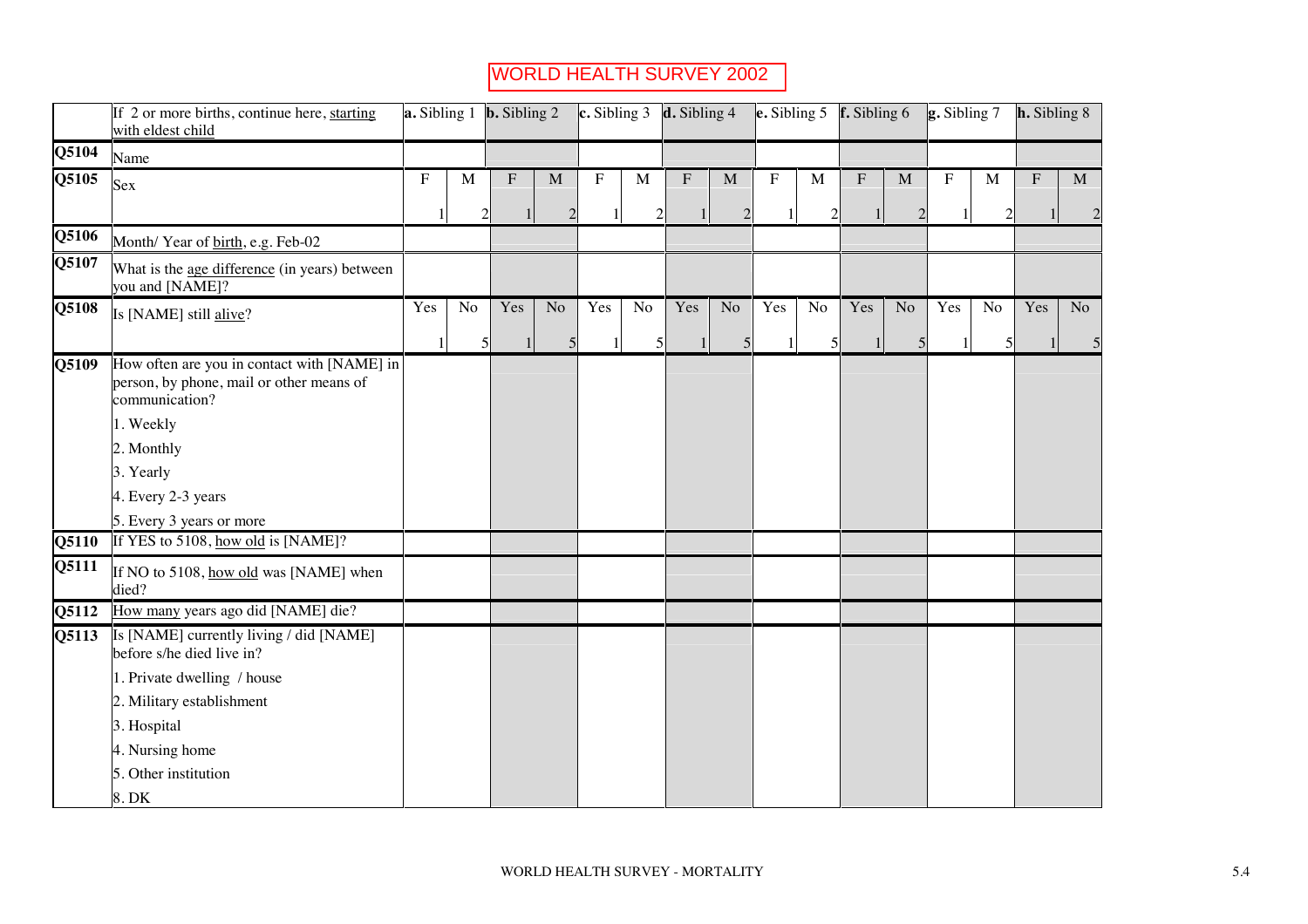# WORLD HEALTH SURVEY 2002

| | If 2 or more births, continue here, starting with eldest child | a. Sibling 1 | | b. Sibling 2 | | c. Sibling 3 | | d. Sibling 4 | | e. Sibling 5 | | f. Sibling 6 | | g. Sibling 7 | | h. Sibling 8 | |
|---|---|---|---|---|---|---|---|---|---|---|---|---|---|---|---|---|---|
| Q5104 | Name | | | | | | | | | | | | | | | | |
| Q5105 | Sex | F 1 | M 2 | F 1 | M 2 | F 1 | M 2 | F 1 | M 2 | F 1 | M 2 | F 1 | M 2 | F 1 | M 2 | F 1 | M 2 |
| Q5106 | Month/ Year of birth, e.g. Feb-02 | | | | | | | | | | | | | | | | |
| Q5107 | What is the age difference (in years) between you and [NAME]? | | | | | | | | | | | | | | | | |
| Q5108 | Is [NAME] still alive? | Yes 1 | No 5 | Yes 1 | No 5 | Yes 1 | No 5 | Yes 1 | No 5 | Yes 1 | No 5 | Yes 1 | No 5 | Yes 1 | No 5 | Yes 1 | No 5 |
| Q5109 | How often are you in contact with [NAME] in person, by phone, mail or other means of communication?<br>1. Weekly<br>2. Monthly<br>3. Yearly<br>4. Every 2-3 years<br>5. Every 3 years or more | | | | | | | | | | | | | | | | |
| Q5110 | If YES to 5108, how old is [NAME]? | | | | | | | | | | | | | | | | |
| Q5111 | If NO to 5108, how old was [NAME] when died? | | | | | | | | | | | | | | | | |
| Q5112 | How many years ago did [NAME] die? | | | | | | | | | | | | | | | | |
| Q5113 | Is [NAME] currently living / did [NAME] before s/he died live in?<br>1. Private dwelling / house<br>2. Military establishment<br>3. Hospital<br>4. Nursing home<br>5. Other institution<br>8. DK | | | | | | | | | | | | | | | | |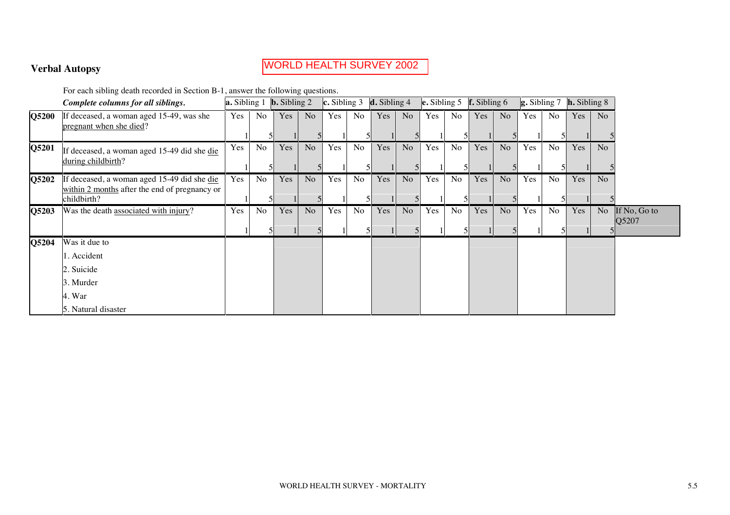## Verbal Autopsy

WORLD HEALTH SURVEY 2002

For each sibling death recorded in Section B-1, answer the following questions.

| | *Complete columns for all siblings.* | a. Sibling 1 | | b. Sibling 2 | | c. Sibling 3 | | d. Sibling 4 | | e. Sibling 5 | | f. Sibling 6 | | g. Sibling 7 | | h. Sibling 8 | | |
|---|---|---|---|---|---|---|---|---|---|---|---|---|---|---|---|---|---|---|
| **Q5200** | If deceased, a woman aged 15-49, was she pregnant when she died? | Yes 1 | No 5 | Yes 1 | No 5 | Yes 1 | No 5 | Yes 1 | No 5 | Yes 1 | No 5 | Yes 1 | No 5 | Yes 1 | No 5 | Yes 1 | No 5 | |
| **Q5201** | If deceased, a woman aged 15-49 did she die during childbirth? | Yes 1 | No 5 | Yes 1 | No 5 | Yes 1 | No 5 | Yes 1 | No 5 | Yes 1 | No 5 | Yes 1 | No 5 | Yes 1 | No 5 | Yes 1 | No 5 | |
| **Q5202** | If deceased, a woman aged 15-49 did she die within 2 months after the end of pregnancy or childbirth? | Yes 1 | No 5 | Yes 1 | No 5 | Yes 1 | No 5 | Yes 1 | No 5 | Yes 1 | No 5 | Yes 1 | No 5 | Yes 1 | No 5 | Yes 1 | No 5 | |
| **Q5203** | Was the death associated with injury? | Yes 1 | No 5 | Yes 1 | No 5 | Yes 1 | No 5 | Yes 1 | No 5 | Yes 1 | No 5 | Yes 1 | No 5 | Yes 1 | No 5 | Yes 1 | No 5 | If No, Go to Q5207 |
| **Q5204** | Was it due to<br>1. Accident<br>2. Suicide<br>3. Murder<br>4. War<br>5. Natural disaster | | | | | | | | | | | | | | | | | |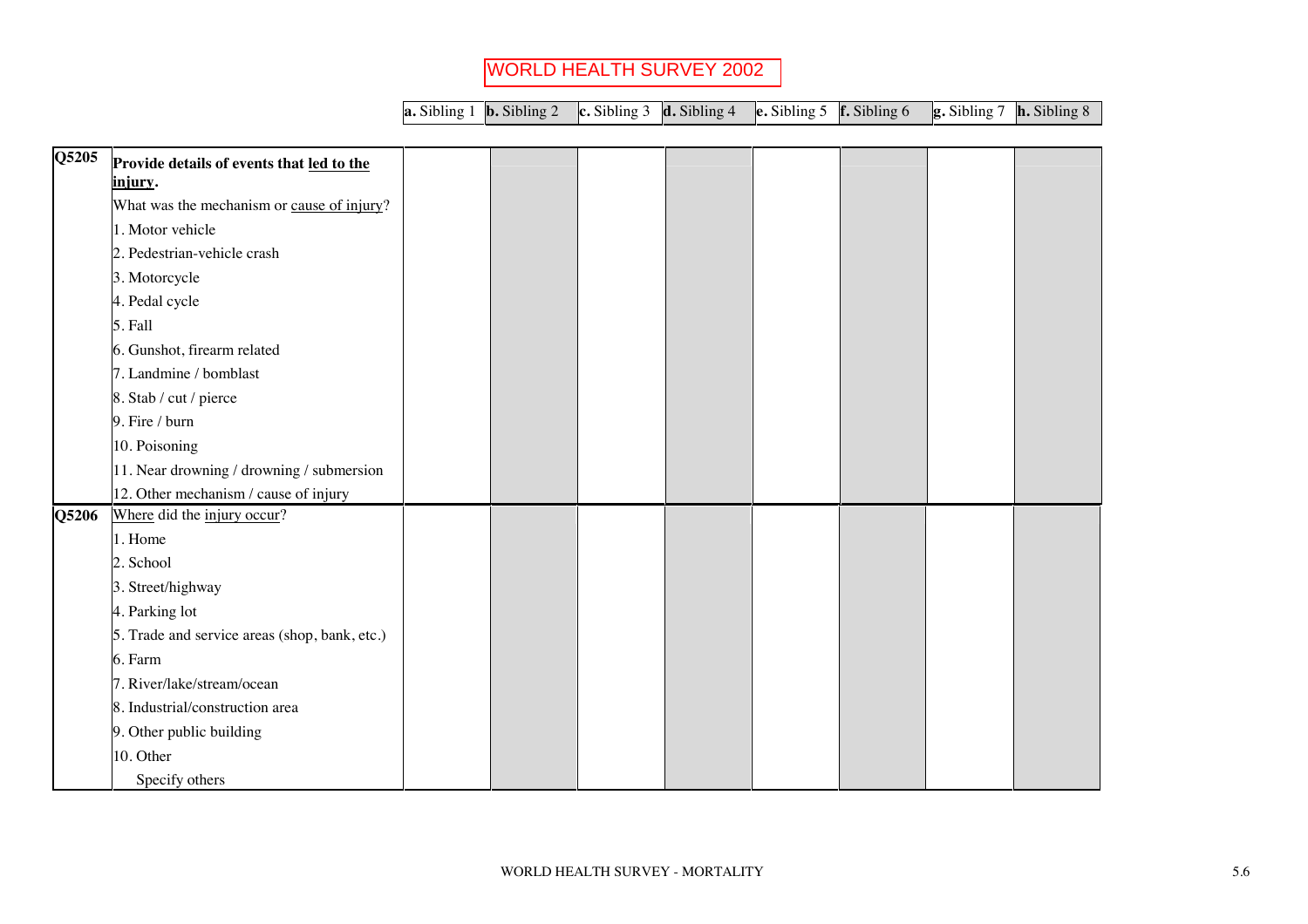WORLD HEALTH SURVEY 2002

| | | **a.** Sibling 1 | **b.** Sibling 2 | **c.** Sibling 3 | **d.** Sibling 4 | **e.** Sibling 5 | **f.** Sibling 6 | **g.** Sibling 7 | **h.** Sibling 8 |
|---|---|---|---|---|---|---|---|---|---|
| **Q5205** | **Provide details of events that led to the injury.**<br>What was the mechanism or cause of injury?<br>1. Motor vehicle<br>2. Pedestrian-vehicle crash<br>3. Motorcycle<br>4. Pedal cycle<br>5. Fall<br>6. Gunshot, firearm related<br>7. Landmine / bomblast<br>8. Stab / cut / pierce<br>9. Fire / burn<br>10. Poisoning<br>11. Near drowning / drowning / submersion<br>12. Other mechanism / cause of injury | | | | | | | | |
| **Q5206** | Where did the injury occur?<br>1. Home<br>2. School<br>3. Street/highway<br>4. Parking lot<br>5. Trade and service areas (shop, bank, etc.)<br>6. Farm<br>7. River/lake/stream/ocean<br>8. Industrial/construction area<br>9. Other public building<br>10. Other<br>Specify others | | | | | | | | |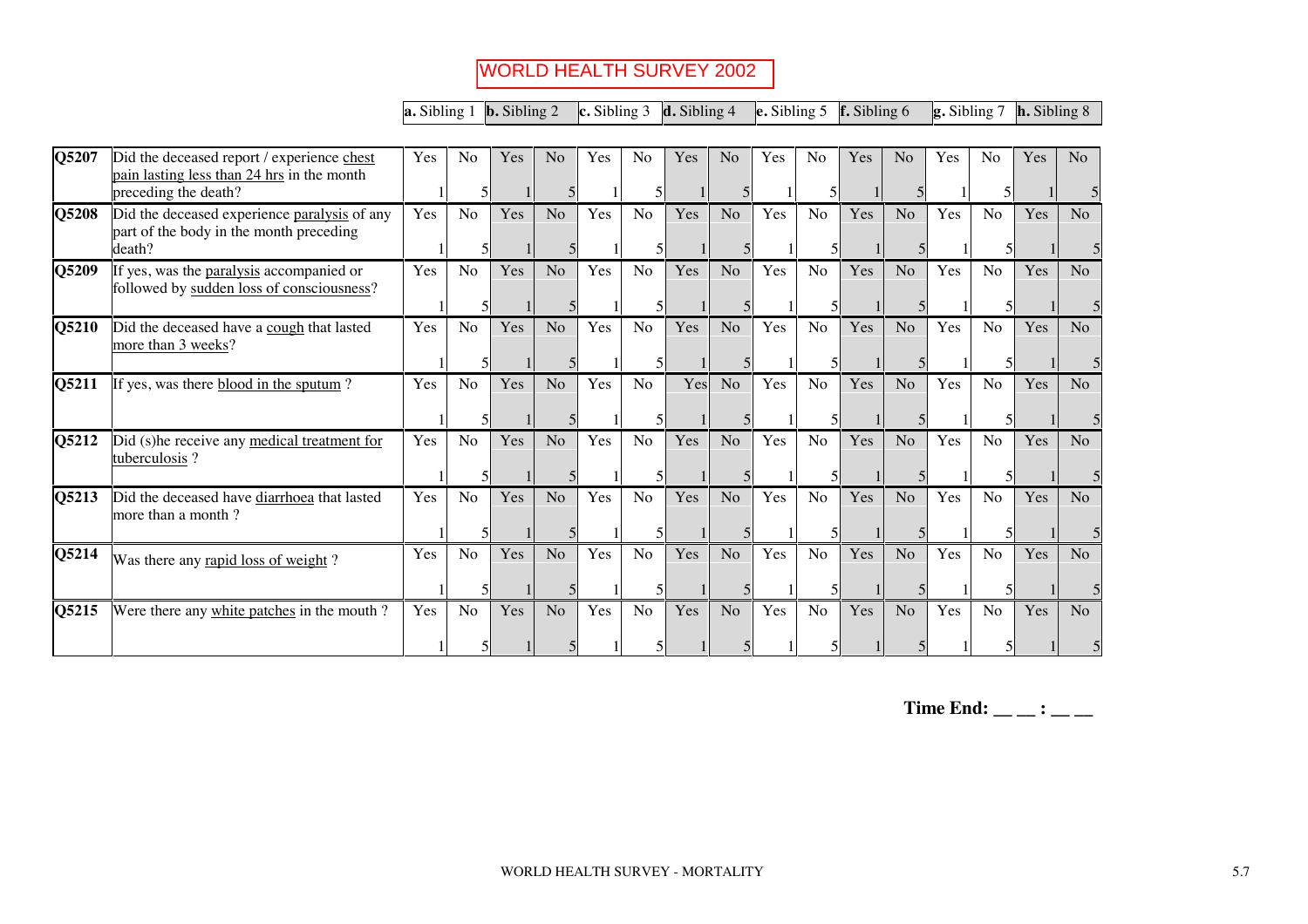# WORLD HEALTH SURVEY 2002

| | | **a.** Sibling 1 | | **b.** Sibling 2 | | **c.** Sibling 3 | | **d.** Sibling 4 | | **e.** Sibling 5 | | **f.** Sibling 6 | | **g.** Sibling 7 | | **h.** Sibling 8 | |
|---|---|---|---|---|---|---|---|---|---|---|---|---|---|---|---|---|---|
| **Q5207** | Did the deceased report / experience chest pain lasting less than 24 hrs in the month preceding the death? | Yes 1 | No 5 | Yes 1 | No 5 | Yes 1 | No 5 | Yes 1 | No 5 | Yes 1 | No 5 | Yes 1 | No 5 | Yes 1 | No 5 | Yes 1 | No 5 |
| **Q5208** | Did the deceased experience paralysis of any part of the body in the month preceding death? | Yes 1 | No 5 | Yes 1 | No 5 | Yes 1 | No 5 | Yes 1 | No 5 | Yes 1 | No 5 | Yes 1 | No 5 | Yes 1 | No 5 | Yes 1 | No 5 |
| **Q5209** | If yes, was the paralysis accompanied or followed by sudden loss of consciousness? | Yes 1 | No 5 | Yes 1 | No 5 | Yes 1 | No 5 | Yes 1 | No 5 | Yes 1 | No 5 | Yes 1 | No 5 | Yes 1 | No 5 | Yes 1 | No 5 |
| **Q5210** | Did the deceased have a cough that lasted more than 3 weeks? | Yes 1 | No 5 | Yes 1 | No 5 | Yes 1 | No 5 | Yes 1 | No 5 | Yes 1 | No 5 | Yes 1 | No 5 | Yes 1 | No 5 | Yes 1 | No 5 |
| **Q5211** | If yes, was there blood in the sputum ? | Yes 1 | No 5 | Yes 1 | No 5 | Yes 1 | No 5 | Yes 1 | No 5 | Yes 1 | No 5 | Yes 1 | No 5 | Yes 1 | No 5 | Yes 1 | No 5 |
| **Q5212** | Did (s)he receive any medical treatment for tuberculosis ? | Yes 1 | No 5 | Yes 1 | No 5 | Yes 1 | No 5 | Yes 1 | No 5 | Yes 1 | No 5 | Yes 1 | No 5 | Yes 1 | No 5 | Yes 1 | No 5 |
| **Q5213** | Did the deceased have diarrhoea that lasted more than a month ? | Yes 1 | No 5 | Yes 1 | No 5 | Yes 1 | No 5 | Yes 1 | No 5 | Yes 1 | No 5 | Yes 1 | No 5 | Yes 1 | No 5 | Yes 1 | No 5 |
| **Q5214** | Was there any rapid loss of weight ? | Yes 1 | No 5 | Yes 1 | No 5 | Yes 1 | No 5 | Yes 1 | No 5 | Yes 1 | No 5 | Yes 1 | No 5 | Yes 1 | No 5 | Yes 1 | No 5 |
| **Q5215** | Were there any white patches in the mouth ? | Yes 1 | No 5 | Yes 1 | No 5 | Yes 1 | No 5 | Yes 1 | No 5 | Yes 1 | No 5 | Yes 1 | No 5 | Yes 1 | No 5 | Yes 1 | No 5 |

**Time End: __ __ : __ __**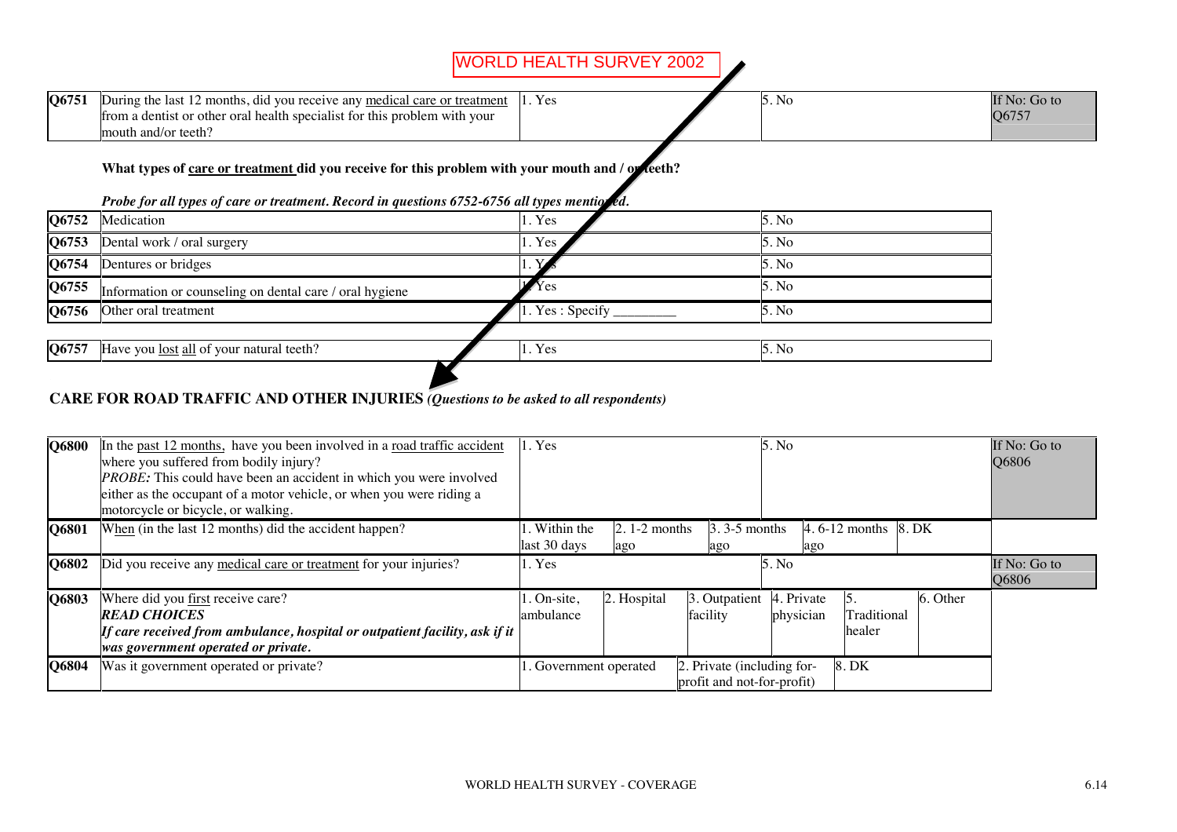WORLD HEALTH SURVEY 2002

| | | | | |
|---|---|---|---|---|
| **Q6751** | During the last 12 months, did you receive any medical care or treatment from a dentist or other oral health specialist for this problem with your mouth and/or teeth? | 1. Yes | 5. No | If No: Go to Q6757 |

**What types of care or treatment did you receive for this problem with your mouth and / or teeth?**

***Probe for all types of care or treatment. Record in questions 6752-6756 all types mentioned.***

| | | | |
|---|---|---|---|
| **Q6752** | Medication | 1. Yes | 5. No |
| **Q6753** | Dental work / oral surgery | 1. Yes | 5. No |
| **Q6754** | Dentures or bridges | 1. Yes | 5. No |
| **Q6755** | Information or counseling on dental care / oral hygiene | 1. Yes | 5. No |
| **Q6756** | Other oral treatment | 1. Yes : Specify ________ | 5. No |

| | | | |
|---|---|---|---|
| **Q6757** | Have you lost all of your natural teeth? | 1. Yes | 5. No |

## CARE FOR ROAD TRAFFIC AND OTHER INJURIES *(Questions to be asked to all respondents)*

| | | | | | | | | |
|---|---|---|---|---|---|---|---|---|
| **Q6800** | In the past 12 months, have you been involved in a road traffic accident where you suffered from bodily injury? *PROBE:* This could have been an accident in which you were involved either as the occupant of a motor vehicle, or when you were riding a motorcycle or bicycle, or walking. | 1. Yes | | | 5. No | | | If No: Go to Q6806 |
| **Q6801** | When (in the last 12 months) did the accident happen? | 1. Within the last 30 days | 2. 1-2 months ago | 3. 3-5 months ago | 4. 6-12 months ago | 8. DK | | |
| **Q6802** | Did you receive any medical care or treatment for your injuries? | 1. Yes | | | 5. No | | | If No: Go to Q6806 |
| **Q6803** | Where did you first receive care? ***READ CHOICES*** ***If care received from ambulance, hospital or outpatient facility, ask if it was government operated or private.*** | 1. On-site, ambulance | 2. Hospital | 3. Outpatient facility | 4. Private physician | 5. Traditional healer | 6. Other | |
| **Q6804** | Was it government operated or private? | 1. Government operated | | 2. Private (including for-profit and not-for-profit) | | 8. DK | | |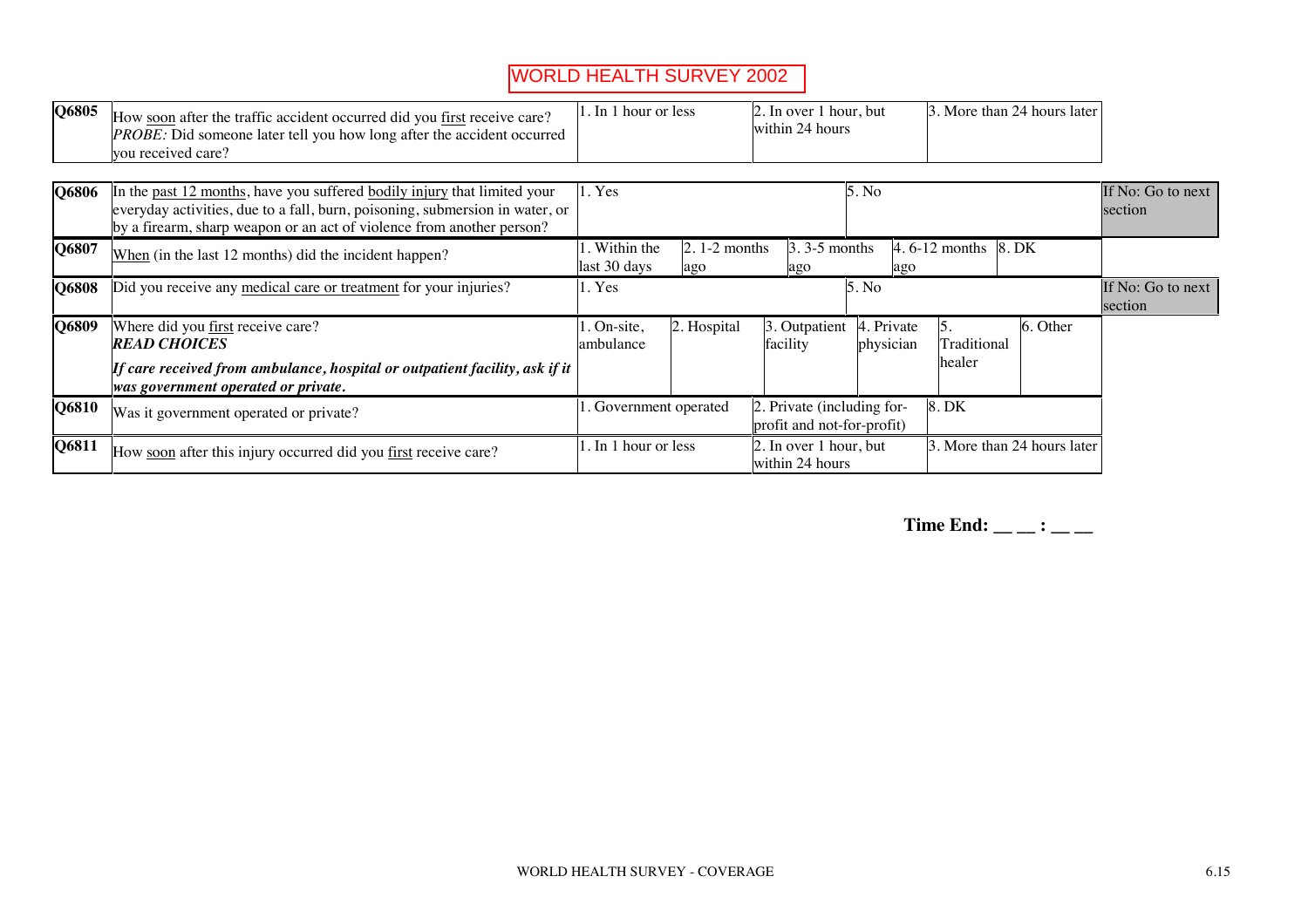WORLD HEALTH SURVEY 2002

| | | | | | | | | |
|---|---|---|---|---|---|---|---|---|
| **Q6805** | How soon after the traffic accident occurred did you first receive care? *PROBE:* Did someone later tell you how long after the accident occurred you received care? | 1. In 1 hour or less | | 2. In over 1 hour, but within 24 hours | | 3. More than 24 hours later | | |

| | | | | | | | | |
|---|---|---|---|---|---|---|---|---|
| **Q6806** | In the past 12 months, have you suffered bodily injury that limited your everyday activities, due to a fall, burn, poisoning, submersion in water, or by a firearm, sharp weapon or an act of violence from another person? | 1. Yes | | | 5. No | | | If No: Go to next section |
| **Q6807** | When (in the last 12 months) did the incident happen? | 1. Within the last 30 days | 2. 1-2 months ago | 3. 3-5 months ago | 4. 6-12 months ago | 8. DK | | |
| **Q6808** | Did you receive any medical care or treatment for your injuries? | 1. Yes | | | 5. No | | | If No: Go to next section |
| **Q6809** | Where did you first receive care? ***READ CHOICES*** ***If care received from ambulance, hospital or outpatient facility, ask if it was government operated or private.*** | 1. On-site, ambulance | 2. Hospital | 3. Outpatient facility | 4. Private physician | 5. Traditional healer | 6. Other | |
| **Q6810** | Was it government operated or private? | 1. Government operated | | 2. Private (including for-profit and not-for-profit) | | 8. DK | | |
| **Q6811** | How soon after this injury occurred did you first receive care? | 1. In 1 hour or less | | 2. In over 1 hour, but within 24 hours | | 3. More than 24 hours later | | |

**Time End: __ __ : __ __**